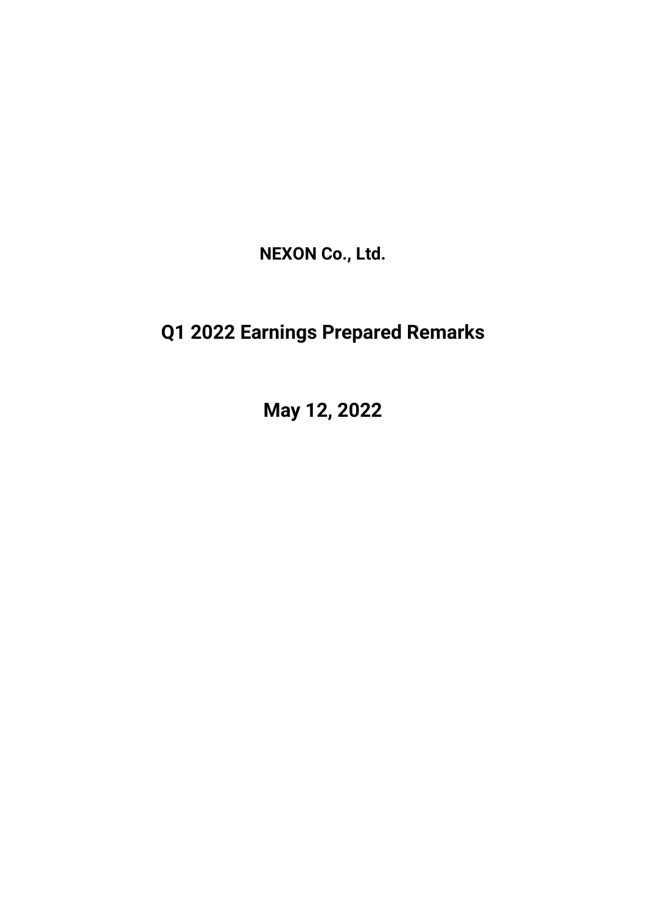**NEXON Co., Ltd.**

# Q1 2022 Earnings Prepared Remarks

## May 12, 2022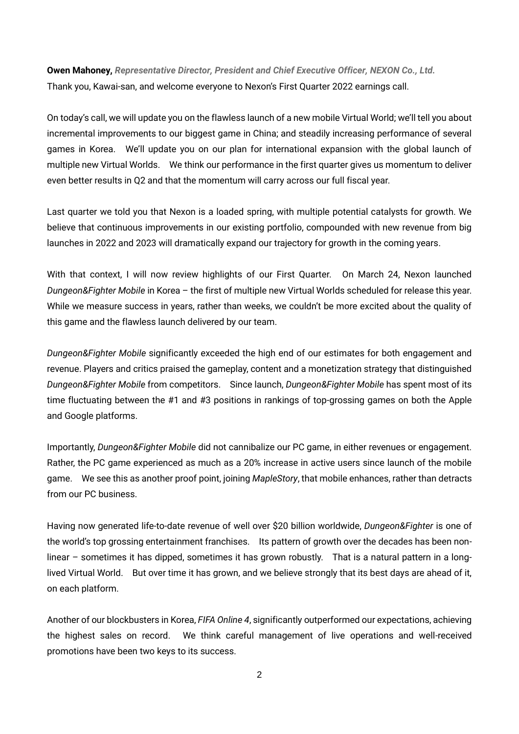**Owen Mahoney,** ***Representative Director, President and Chief Executive Officer, NEXON Co., Ltd.***
Thank you, Kawai-san, and welcome everyone to Nexon's First Quarter 2022 earnings call.

On today's call, we will update you on the flawless launch of a new mobile Virtual World; we'll tell you about incremental improvements to our biggest game in China; and steadily increasing performance of several games in Korea. We'll update you on our plan for international expansion with the global launch of multiple new Virtual Worlds. We think our performance in the first quarter gives us momentum to deliver even better results in Q2 and that the momentum will carry across our full fiscal year.

Last quarter we told you that Nexon is a loaded spring, with multiple potential catalysts for growth. We believe that continuous improvements in our existing portfolio, compounded with new revenue from big launches in 2022 and 2023 will dramatically expand our trajectory for growth in the coming years.

With that context, I will now review highlights of our First Quarter. On March 24, Nexon launched *Dungeon&Fighter Mobile* in Korea – the first of multiple new Virtual Worlds scheduled for release this year. While we measure success in years, rather than weeks, we couldn't be more excited about the quality of this game and the flawless launch delivered by our team.

*Dungeon&Fighter Mobile* significantly exceeded the high end of our estimates for both engagement and revenue. Players and critics praised the gameplay, content and a monetization strategy that distinguished *Dungeon&Fighter Mobile* from competitors. Since launch, *Dungeon&Fighter Mobile* has spent most of its time fluctuating between the #1 and #3 positions in rankings of top-grossing games on both the Apple and Google platforms.

Importantly, *Dungeon&Fighter Mobile* did not cannibalize our PC game, in either revenues or engagement. Rather, the PC game experienced as much as a 20% increase in active users since launch of the mobile game. We see this as another proof point, joining *MapleStory*, that mobile enhances, rather than detracts from our PC business.

Having now generated life-to-date revenue of well over $20 billion worldwide, *Dungeon&Fighter* is one of the world's top grossing entertainment franchises. Its pattern of growth over the decades has been non-linear – sometimes it has dipped, sometimes it has grown robustly. That is a natural pattern in a long-lived Virtual World. But over time it has grown, and we believe strongly that its best days are ahead of it, on each platform.

Another of our blockbusters in Korea, *FIFA Online 4*, significantly outperformed our expectations, achieving the highest sales on record. We think careful management of live operations and well-received promotions have been two keys to its success.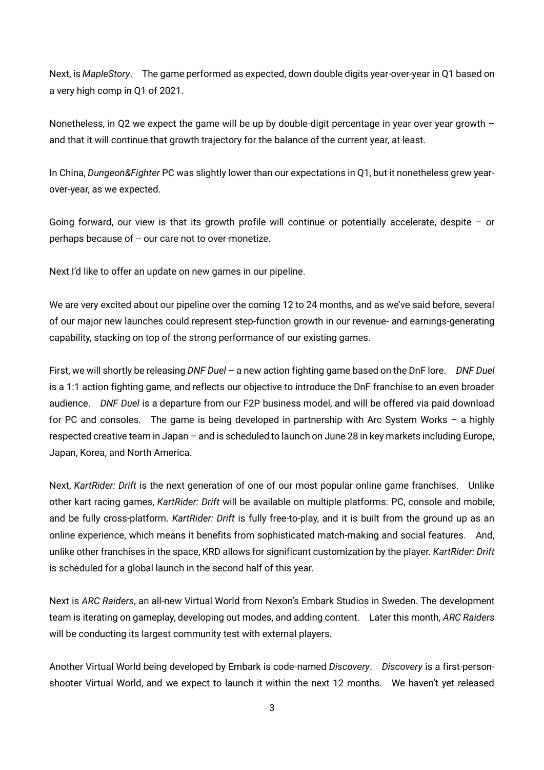Next, is *MapleStory*. The game performed as expected, down double digits year-over-year in Q1 based on a very high comp in Q1 of 2021.

Nonetheless, in Q2 we expect the game will be up by double-digit percentage in year over year growth – and that it will continue that growth trajectory for the balance of the current year, at least.

In China, *Dungeon&Fighter* PC was slightly lower than our expectations in Q1, but it nonetheless grew year-over-year, as we expected.

Going forward, our view is that its growth profile will continue or potentially accelerate, despite – or perhaps because of -- our care not to over-monetize.

Next I'd like to offer an update on new games in our pipeline.

We are very excited about our pipeline over the coming 12 to 24 months, and as we've said before, several of our major new launches could represent step-function growth in our revenue- and earnings-generating capability, stacking on top of the strong performance of our existing games.

First, we will shortly be releasing *DNF Duel* – a new action fighting game based on the DnF lore. *DNF Duel* is a 1:1 action fighting game, and reflects our objective to introduce the DnF franchise to an even broader audience. *DNF Duel* is a departure from our F2P business model, and will be offered via paid download for PC and consoles. The game is being developed in partnership with Arc System Works – a highly respected creative team in Japan – and is scheduled to launch on June 28 in key markets including Europe, Japan, Korea, and North America.

Next, *KartRider: Drift* is the next generation of one of our most popular online game franchises. Unlike other kart racing games, *KartRider: Drift* will be available on multiple platforms: PC, console and mobile, and be fully cross-platform. *KartRider: Drift* is fully free-to-play, and it is built from the ground up as an online experience, which means it benefits from sophisticated match-making and social features. And, unlike other franchises in the space, KRD allows for significant customization by the player. *KartRider: Drift* is scheduled for a global launch in the second half of this year.

Next is *ARC Raiders*, an all-new Virtual World from Nexon's Embark Studios in Sweden. The development team is iterating on gameplay, developing out modes, and adding content. Later this month, *ARC Raiders* will be conducting its largest community test with external players.

Another Virtual World being developed by Embark is code-named *Discovery*. *Discovery* is a first-person-shooter Virtual World, and we expect to launch it within the next 12 months. We haven't yet released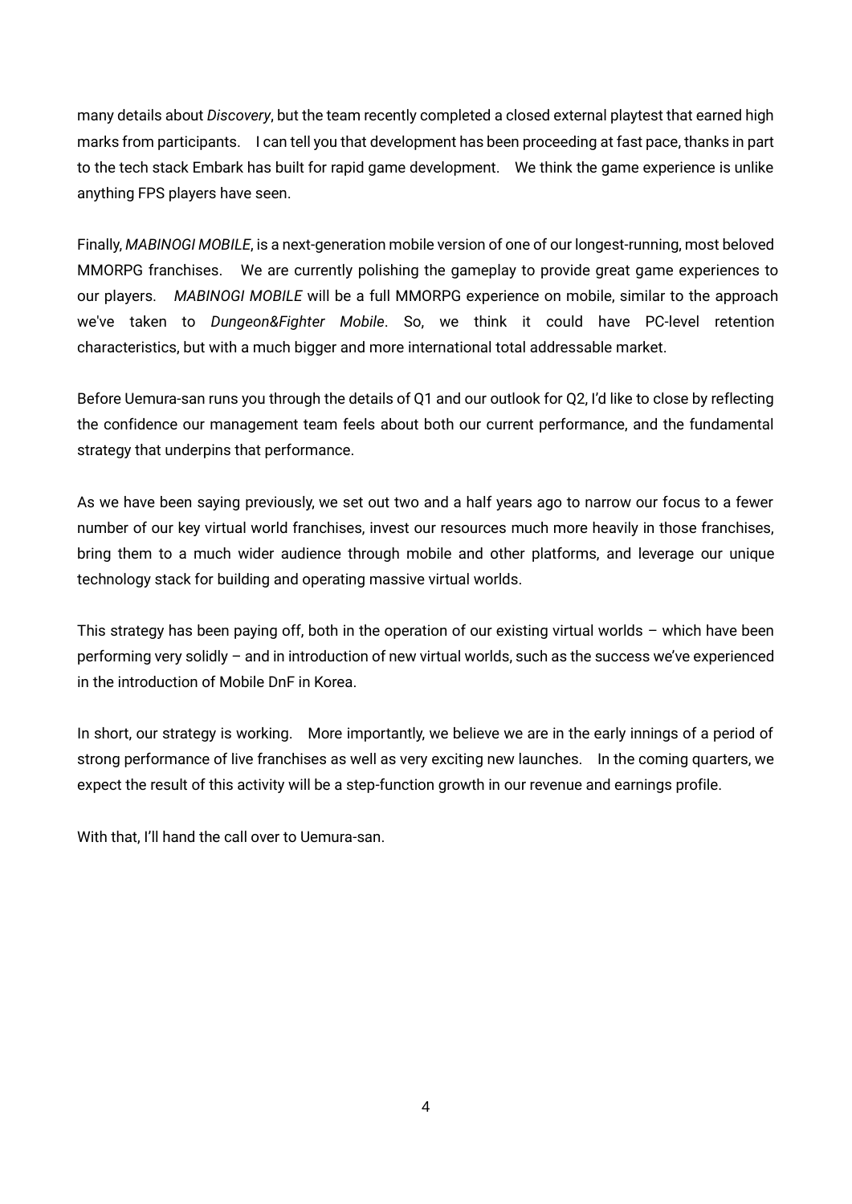many details about *Discovery*, but the team recently completed a closed external playtest that earned high marks from participants.  I can tell you that development has been proceeding at fast pace, thanks in part to the tech stack Embark has built for rapid game development.  We think the game experience is unlike anything FPS players have seen.

Finally, *MABINOGI MOBILE*, is a next-generation mobile version of one of our longest-running, most beloved MMORPG franchises.  We are currently polishing the gameplay to provide great game experiences to our players.  *MABINOGI MOBILE* will be a full MMORPG experience on mobile, similar to the approach we've taken to *Dungeon&Fighter Mobile*. So, we think it could have PC-level retention characteristics, but with a much bigger and more international total addressable market.

Before Uemura-san runs you through the details of Q1 and our outlook for Q2, I'd like to close by reflecting the confidence our management team feels about both our current performance, and the fundamental strategy that underpins that performance.

As we have been saying previously, we set out two and a half years ago to narrow our focus to a fewer number of our key virtual world franchises, invest our resources much more heavily in those franchises, bring them to a much wider audience through mobile and other platforms, and leverage our unique technology stack for building and operating massive virtual worlds.

This strategy has been paying off, both in the operation of our existing virtual worlds – which have been performing very solidly – and in introduction of new virtual worlds, such as the success we've experienced in the introduction of Mobile DnF in Korea.

In short, our strategy is working.  More importantly, we believe we are in the early innings of a period of strong performance of live franchises as well as very exciting new launches.  In the coming quarters, we expect the result of this activity will be a step-function growth in our revenue and earnings profile.

With that, I'll hand the call over to Uemura-san.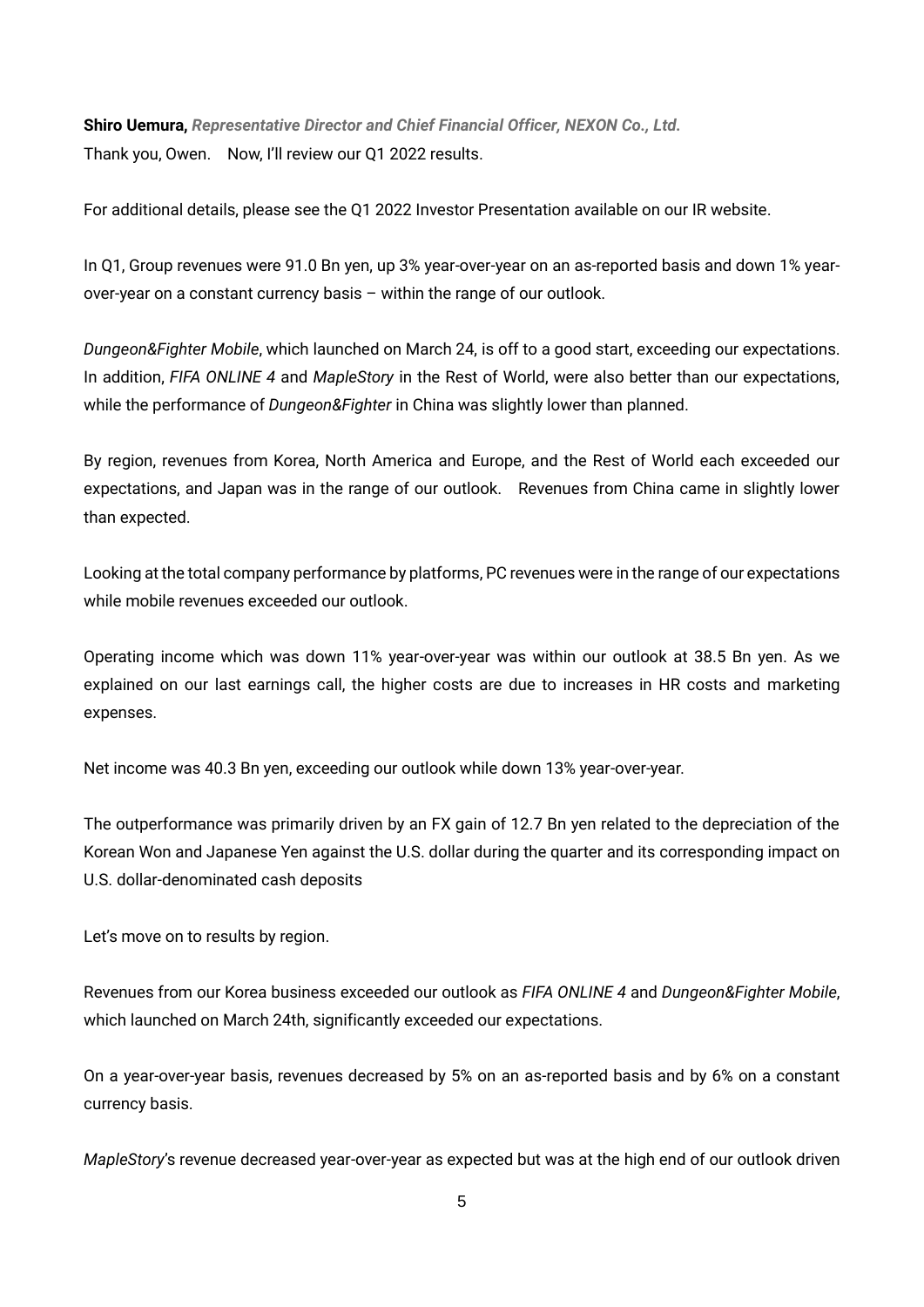**Shiro Uemura,** ***Representative Director and Chief Financial Officer, NEXON Co., Ltd.***

Thank you, Owen. Now, I'll review our Q1 2022 results.

For additional details, please see the Q1 2022 Investor Presentation available on our IR website.

In Q1, Group revenues were 91.0 Bn yen, up 3% year-over-year on an as-reported basis and down 1% year-over-year on a constant currency basis – within the range of our outlook.

*Dungeon&Fighter Mobile*, which launched on March 24, is off to a good start, exceeding our expectations. In addition, *FIFA ONLINE 4* and *MapleStory* in the Rest of World, were also better than our expectations, while the performance of *Dungeon&Fighter* in China was slightly lower than planned.

By region, revenues from Korea, North America and Europe, and the Rest of World each exceeded our expectations, and Japan was in the range of our outlook. Revenues from China came in slightly lower than expected.

Looking at the total company performance by platforms, PC revenues were in the range of our expectations while mobile revenues exceeded our outlook.

Operating income which was down 11% year-over-year was within our outlook at 38.5 Bn yen. As we explained on our last earnings call, the higher costs are due to increases in HR costs and marketing expenses.

Net income was 40.3 Bn yen, exceeding our outlook while down 13% year-over-year.

The outperformance was primarily driven by an FX gain of 12.7 Bn yen related to the depreciation of the Korean Won and Japanese Yen against the U.S. dollar during the quarter and its corresponding impact on U.S. dollar-denominated cash deposits

Let's move on to results by region.

Revenues from our Korea business exceeded our outlook as *FIFA ONLINE 4* and *Dungeon&Fighter Mobile*, which launched on March 24th, significantly exceeded our expectations.

On a year-over-year basis, revenues decreased by 5% on an as-reported basis and by 6% on a constant currency basis.

*MapleStory*'s revenue decreased year-over-year as expected but was at the high end of our outlook driven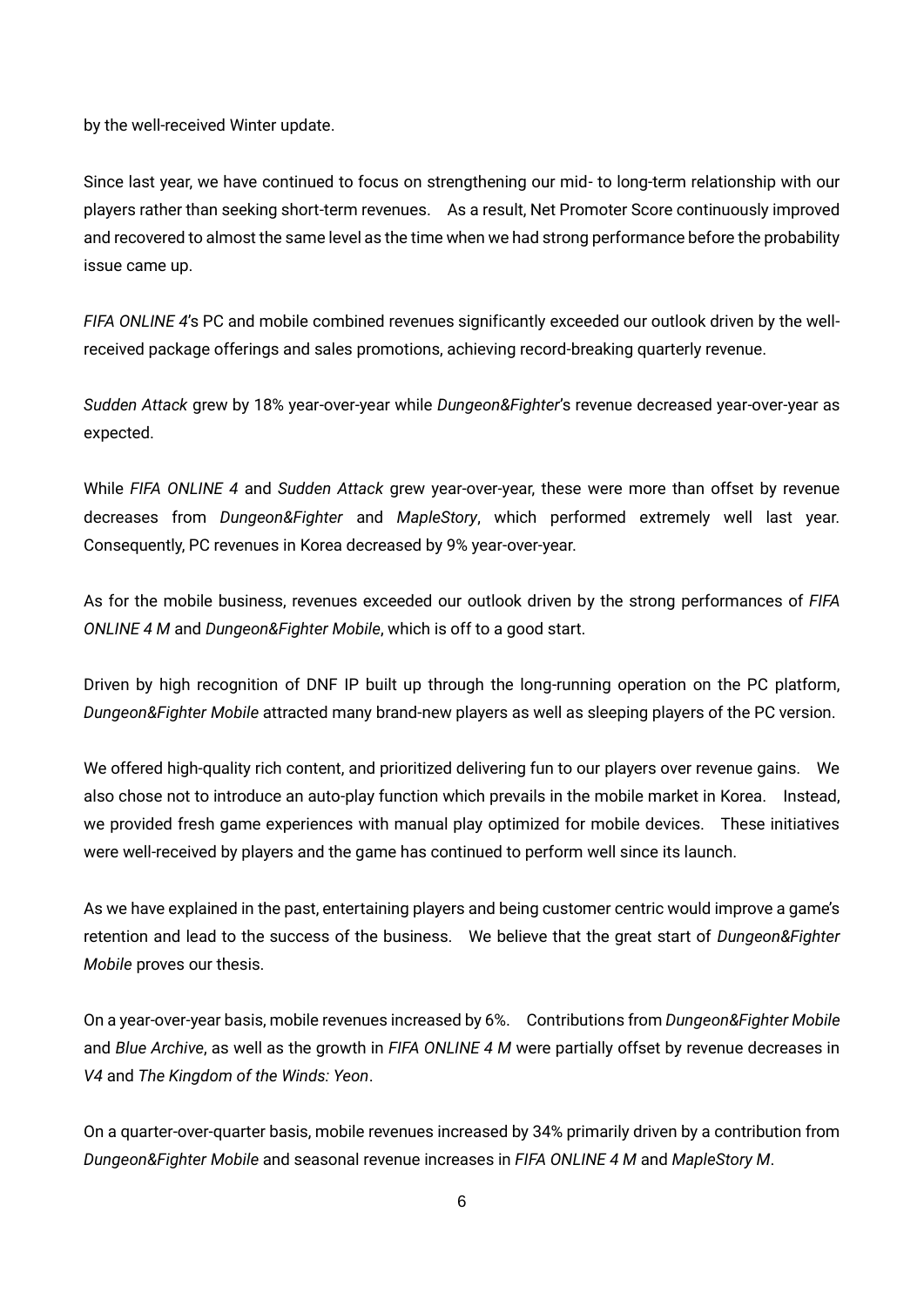by the well-received Winter update.

Since last year, we have continued to focus on strengthening our mid- to long-term relationship with our players rather than seeking short-term revenues. As a result, Net Promoter Score continuously improved and recovered to almost the same level as the time when we had strong performance before the probability issue came up.

*FIFA ONLINE 4*'s PC and mobile combined revenues significantly exceeded our outlook driven by the well-received package offerings and sales promotions, achieving record-breaking quarterly revenue.

*Sudden Attack* grew by 18% year-over-year while *Dungeon&Fighter*'s revenue decreased year-over-year as expected.

While *FIFA ONLINE 4* and *Sudden Attack* grew year-over-year, these were more than offset by revenue decreases from *Dungeon&Fighter* and *MapleStory*, which performed extremely well last year. Consequently, PC revenues in Korea decreased by 9% year-over-year.

As for the mobile business, revenues exceeded our outlook driven by the strong performances of *FIFA ONLINE 4 M* and *Dungeon&Fighter Mobile*, which is off to a good start.

Driven by high recognition of DNF IP built up through the long-running operation on the PC platform, *Dungeon&Fighter Mobile* attracted many brand-new players as well as sleeping players of the PC version.

We offered high-quality rich content, and prioritized delivering fun to our players over revenue gains. We also chose not to introduce an auto-play function which prevails in the mobile market in Korea. Instead, we provided fresh game experiences with manual play optimized for mobile devices. These initiatives were well-received by players and the game has continued to perform well since its launch.

As we have explained in the past, entertaining players and being customer centric would improve a game's retention and lead to the success of the business. We believe that the great start of *Dungeon&Fighter Mobile* proves our thesis.

On a year-over-year basis, mobile revenues increased by 6%. Contributions from *Dungeon&Fighter Mobile* and *Blue Archive*, as well as the growth in *FIFA ONLINE 4 M* were partially offset by revenue decreases in *V4* and *The Kingdom of the Winds: Yeon*.

On a quarter-over-quarter basis, mobile revenues increased by 34% primarily driven by a contribution from *Dungeon&Fighter Mobile* and seasonal revenue increases in *FIFA ONLINE 4 M* and *MapleStory M*.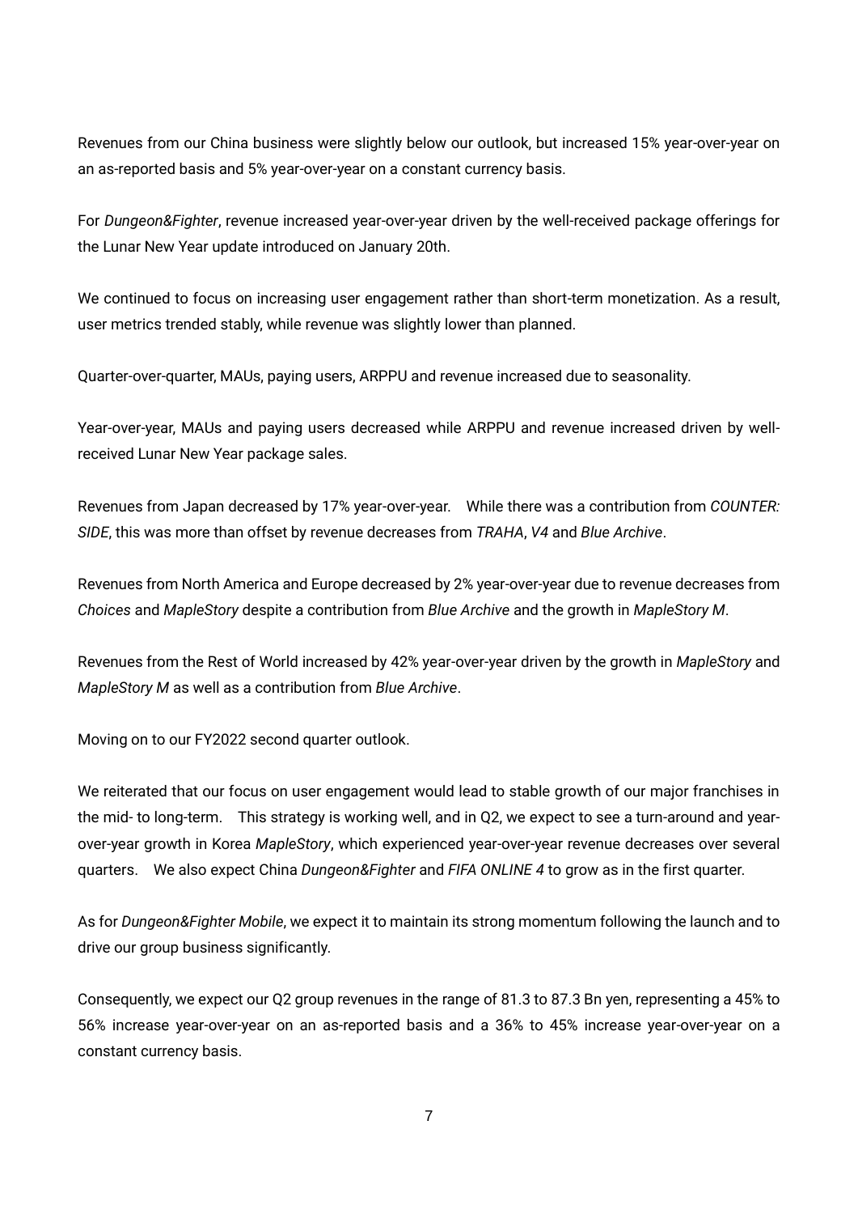Revenues from our China business were slightly below our outlook, but increased 15% year-over-year on an as-reported basis and 5% year-over-year on a constant currency basis.

For *Dungeon&Fighter*, revenue increased year-over-year driven by the well-received package offerings for the Lunar New Year update introduced on January 20th.

We continued to focus on increasing user engagement rather than short-term monetization. As a result, user metrics trended stably, while revenue was slightly lower than planned.

Quarter-over-quarter, MAUs, paying users, ARPPU and revenue increased due to seasonality.

Year-over-year, MAUs and paying users decreased while ARPPU and revenue increased driven by well-received Lunar New Year package sales.

Revenues from Japan decreased by 17% year-over-year. While there was a contribution from *COUNTER: SIDE*, this was more than offset by revenue decreases from *TRAHA*, *V4* and *Blue Archive*.

Revenues from North America and Europe decreased by 2% year-over-year due to revenue decreases from *Choices* and *MapleStory* despite a contribution from *Blue Archive* and the growth in *MapleStory M*.

Revenues from the Rest of World increased by 42% year-over-year driven by the growth in *MapleStory* and *MapleStory M* as well as a contribution from *Blue Archive*.

Moving on to our FY2022 second quarter outlook.

We reiterated that our focus on user engagement would lead to stable growth of our major franchises in the mid- to long-term. This strategy is working well, and in Q2, we expect to see a turn-around and year-over-year growth in Korea *MapleStory*, which experienced year-over-year revenue decreases over several quarters. We also expect China *Dungeon&Fighter* and *FIFA ONLINE 4* to grow as in the first quarter.

As for *Dungeon&Fighter Mobile*, we expect it to maintain its strong momentum following the launch and to drive our group business significantly.

Consequently, we expect our Q2 group revenues in the range of 81.3 to 87.3 Bn yen, representing a 45% to 56% increase year-over-year on an as-reported basis and a 36% to 45% increase year-over-year on a constant currency basis.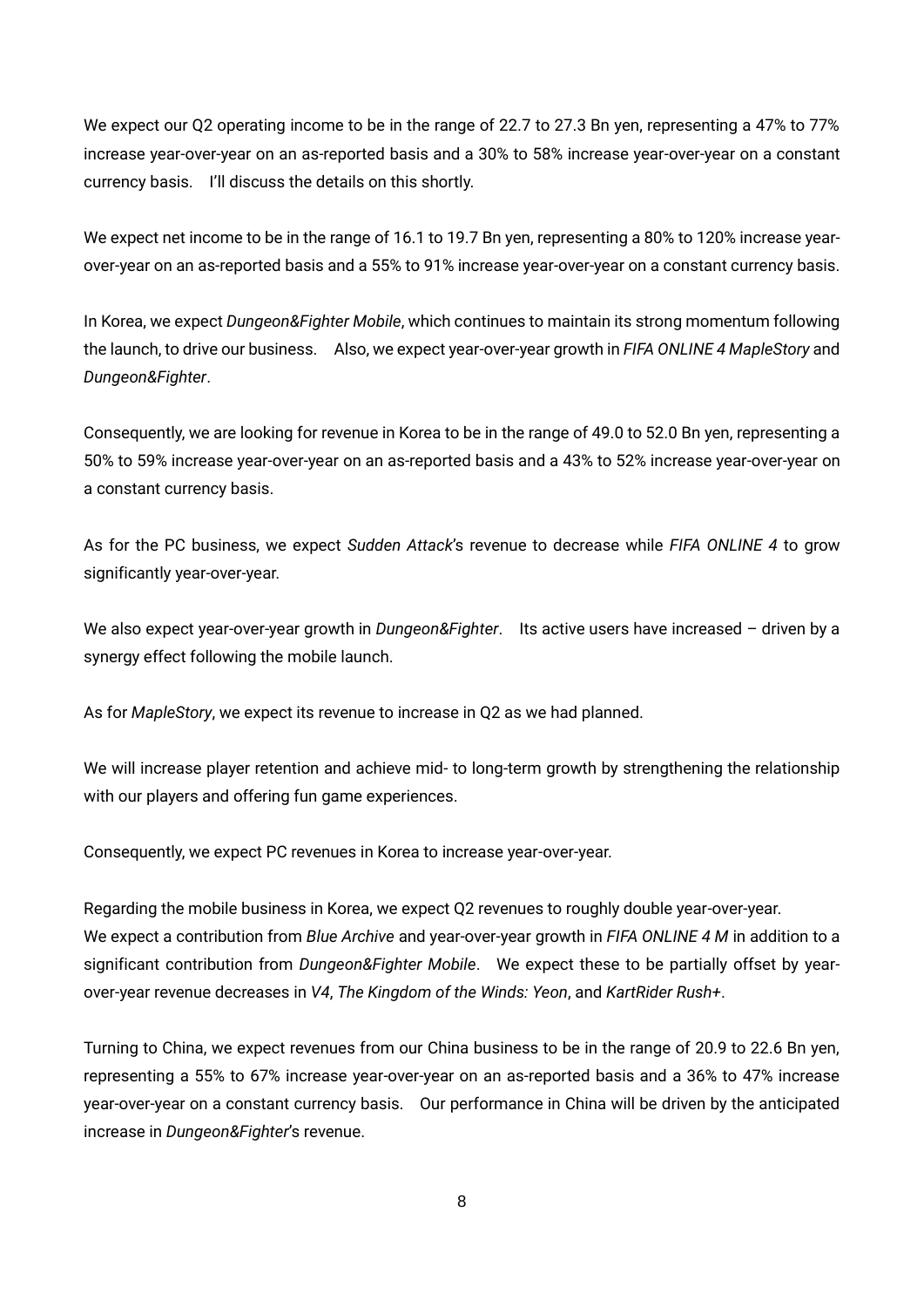We expect our Q2 operating income to be in the range of 22.7 to 27.3 Bn yen, representing a 47% to 77% increase year-over-year on an as-reported basis and a 30% to 58% increase year-over-year on a constant currency basis. I'll discuss the details on this shortly.

We expect net income to be in the range of 16.1 to 19.7 Bn yen, representing a 80% to 120% increase year-over-year on an as-reported basis and a 55% to 91% increase year-over-year on a constant currency basis.

In Korea, we expect *Dungeon&Fighter Mobile*, which continues to maintain its strong momentum following the launch, to drive our business. Also, we expect year-over-year growth in *FIFA ONLINE 4 MapleStory* and *Dungeon&Fighter*.

Consequently, we are looking for revenue in Korea to be in the range of 49.0 to 52.0 Bn yen, representing a 50% to 59% increase year-over-year on an as-reported basis and a 43% to 52% increase year-over-year on a constant currency basis.

As for the PC business, we expect *Sudden Attack*'s revenue to decrease while *FIFA ONLINE 4* to grow significantly year-over-year.

We also expect year-over-year growth in *Dungeon&Fighter*. Its active users have increased – driven by a synergy effect following the mobile launch.

As for *MapleStory*, we expect its revenue to increase in Q2 as we had planned.

We will increase player retention and achieve mid- to long-term growth by strengthening the relationship with our players and offering fun game experiences.

Consequently, we expect PC revenues in Korea to increase year-over-year.

Regarding the mobile business in Korea, we expect Q2 revenues to roughly double year-over-year.
We expect a contribution from *Blue Archive* and year-over-year growth in *FIFA ONLINE 4 M* in addition to a significant contribution from *Dungeon&Fighter Mobile*. We expect these to be partially offset by year-over-year revenue decreases in *V4*, *The Kingdom of the Winds: Yeon*, and *KartRider Rush+*.

Turning to China, we expect revenues from our China business to be in the range of 20.9 to 22.6 Bn yen, representing a 55% to 67% increase year-over-year on an as-reported basis and a 36% to 47% increase year-over-year on a constant currency basis. Our performance in China will be driven by the anticipated increase in *Dungeon&Fighter*'s revenue.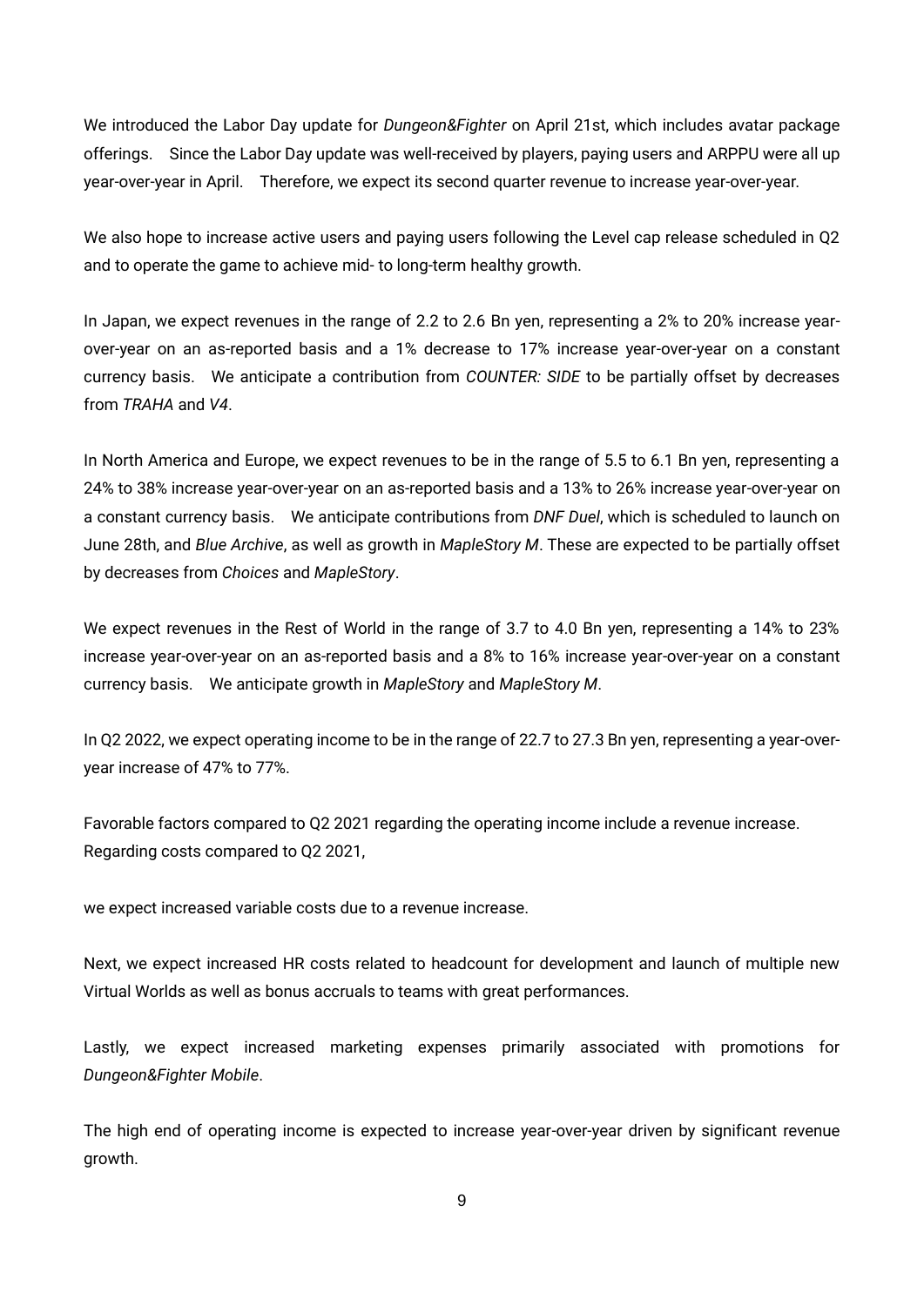We introduced the Labor Day update for *Dungeon&Fighter* on April 21st, which includes avatar package offerings. Since the Labor Day update was well-received by players, paying users and ARPPU were all up year-over-year in April. Therefore, we expect its second quarter revenue to increase year-over-year.

We also hope to increase active users and paying users following the Level cap release scheduled in Q2 and to operate the game to achieve mid- to long-term healthy growth.

In Japan, we expect revenues in the range of 2.2 to 2.6 Bn yen, representing a 2% to 20% increase year-over-year on an as-reported basis and a 1% decrease to 17% increase year-over-year on a constant currency basis. We anticipate a contribution from *COUNTER: SIDE* to be partially offset by decreases from *TRAHA* and *V4*.

In North America and Europe, we expect revenues to be in the range of 5.5 to 6.1 Bn yen, representing a 24% to 38% increase year-over-year on an as-reported basis and a 13% to 26% increase year-over-year on a constant currency basis. We anticipate contributions from *DNF Duel*, which is scheduled to launch on June 28th, and *Blue Archive*, as well as growth in *MapleStory M*. These are expected to be partially offset by decreases from *Choices* and *MapleStory*.

We expect revenues in the Rest of World in the range of 3.7 to 4.0 Bn yen, representing a 14% to 23% increase year-over-year on an as-reported basis and a 8% to 16% increase year-over-year on a constant currency basis. We anticipate growth in *MapleStory* and *MapleStory M*.

In Q2 2022, we expect operating income to be in the range of 22.7 to 27.3 Bn yen, representing a year-over-year increase of 47% to 77%.

Favorable factors compared to Q2 2021 regarding the operating income include a revenue increase. Regarding costs compared to Q2 2021,

we expect increased variable costs due to a revenue increase.

Next, we expect increased HR costs related to headcount for development and launch of multiple new Virtual Worlds as well as bonus accruals to teams with great performances.

Lastly, we expect increased marketing expenses primarily associated with promotions for *Dungeon&Fighter Mobile*.

The high end of operating income is expected to increase year-over-year driven by significant revenue growth.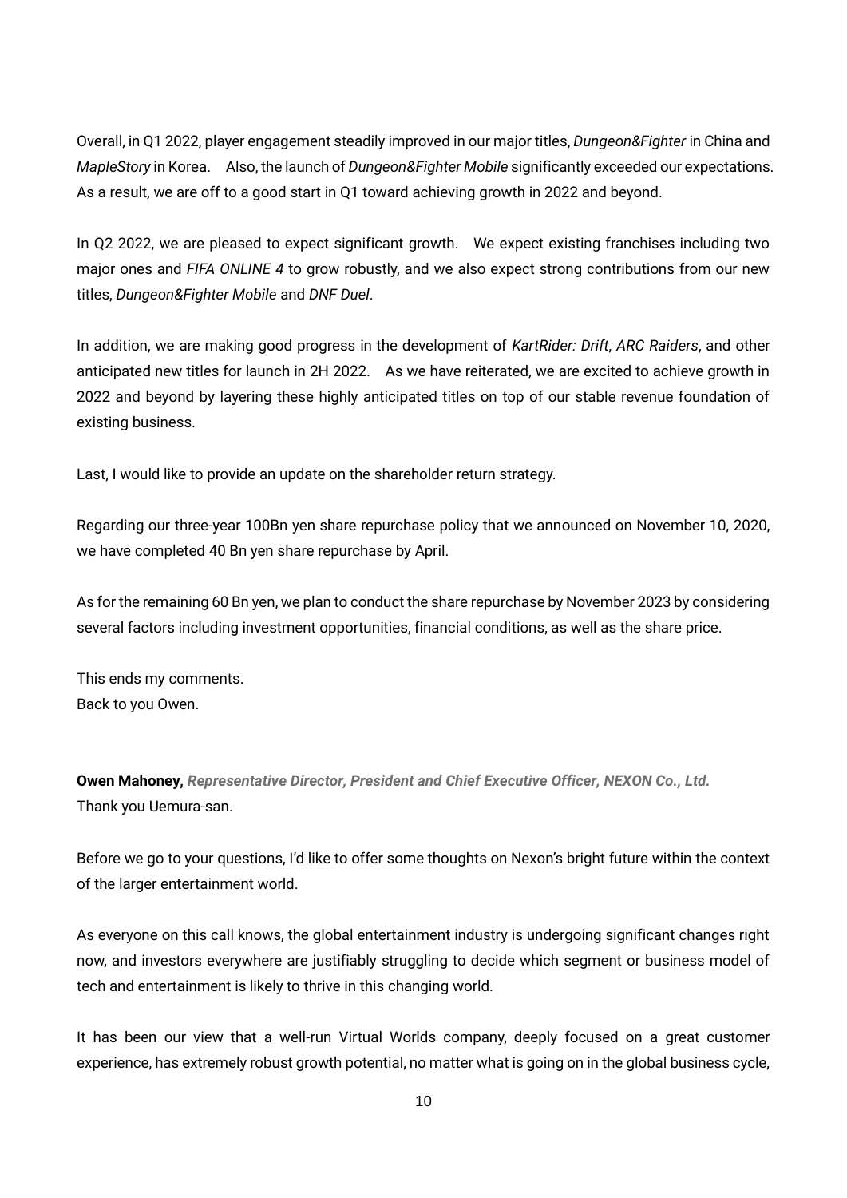Overall, in Q1 2022, player engagement steadily improved in our major titles, *Dungeon&Fighter* in China and *MapleStory* in Korea. Also, the launch of *Dungeon&Fighter Mobile* significantly exceeded our expectations. As a result, we are off to a good start in Q1 toward achieving growth in 2022 and beyond.

In Q2 2022, we are pleased to expect significant growth. We expect existing franchises including two major ones and *FIFA ONLINE 4* to grow robustly, and we also expect strong contributions from our new titles, *Dungeon&Fighter Mobile* and *DNF Duel*.

In addition, we are making good progress in the development of *KartRider: Drift*, *ARC Raiders*, and other anticipated new titles for launch in 2H 2022. As we have reiterated, we are excited to achieve growth in 2022 and beyond by layering these highly anticipated titles on top of our stable revenue foundation of existing business.

Last, I would like to provide an update on the shareholder return strategy.

Regarding our three-year 100Bn yen share repurchase policy that we announced on November 10, 2020, we have completed 40 Bn yen share repurchase by April.

As for the remaining 60 Bn yen, we plan to conduct the share repurchase by November 2023 by considering several factors including investment opportunities, financial conditions, as well as the share price.

This ends my comments.
Back to you Owen.

**Owen Mahoney,** ***Representative Director, President and Chief Executive Officer, NEXON Co., Ltd.***
Thank you Uemura-san.

Before we go to your questions, I'd like to offer some thoughts on Nexon's bright future within the context of the larger entertainment world.

As everyone on this call knows, the global entertainment industry is undergoing significant changes right now, and investors everywhere are justifiably struggling to decide which segment or business model of tech and entertainment is likely to thrive in this changing world.

It has been our view that a well-run Virtual Worlds company, deeply focused on a great customer experience, has extremely robust growth potential, no matter what is going on in the global business cycle,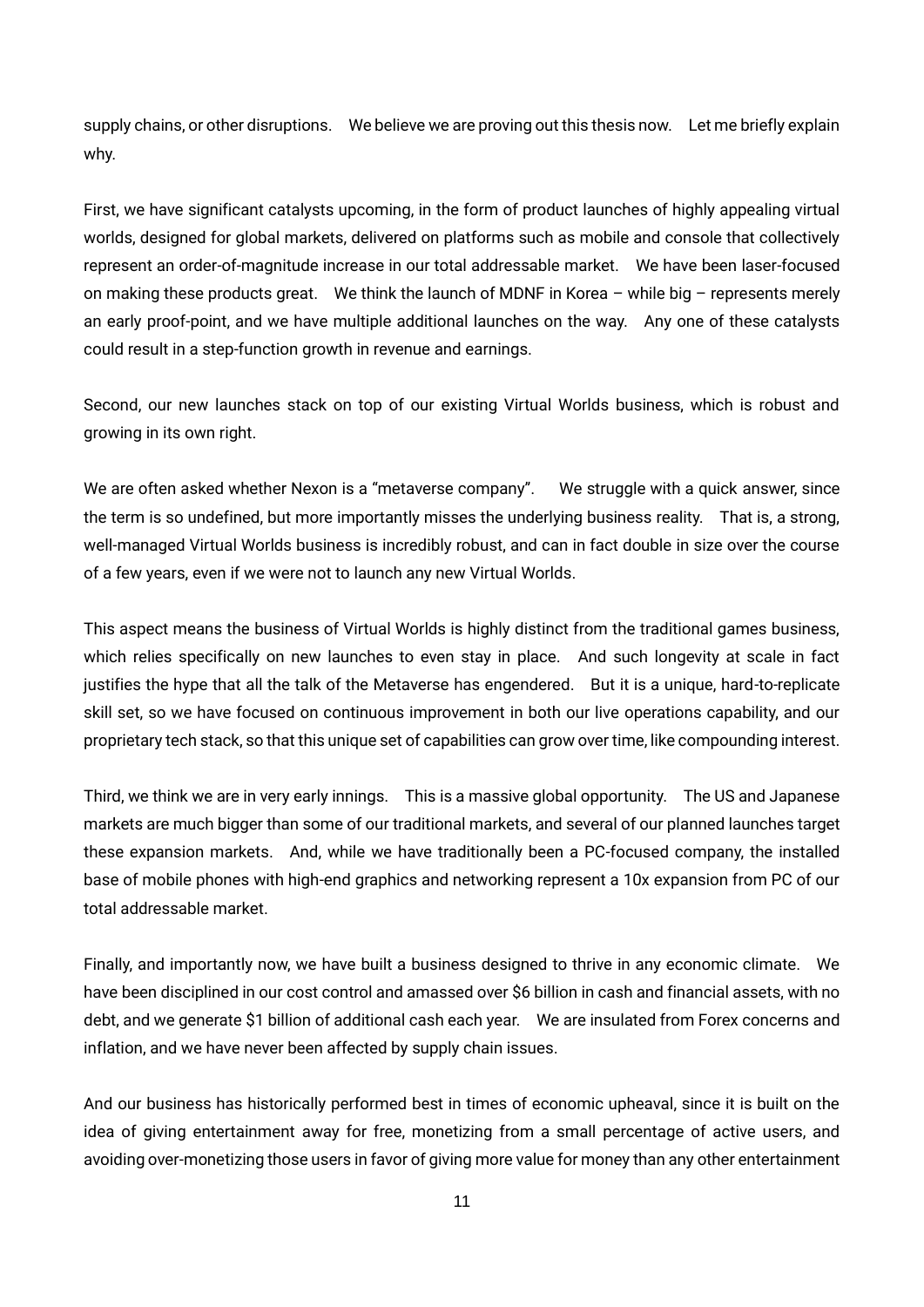supply chains, or other disruptions. We believe we are proving out this thesis now. Let me briefly explain why.

First, we have significant catalysts upcoming, in the form of product launches of highly appealing virtual worlds, designed for global markets, delivered on platforms such as mobile and console that collectively represent an order-of-magnitude increase in our total addressable market. We have been laser-focused on making these products great. We think the launch of MDNF in Korea – while big – represents merely an early proof-point, and we have multiple additional launches on the way. Any one of these catalysts could result in a step-function growth in revenue and earnings.

Second, our new launches stack on top of our existing Virtual Worlds business, which is robust and growing in its own right.

We are often asked whether Nexon is a "metaverse company". We struggle with a quick answer, since the term is so undefined, but more importantly misses the underlying business reality. That is, a strong, well-managed Virtual Worlds business is incredibly robust, and can in fact double in size over the course of a few years, even if we were not to launch any new Virtual Worlds.

This aspect means the business of Virtual Worlds is highly distinct from the traditional games business, which relies specifically on new launches to even stay in place. And such longevity at scale in fact justifies the hype that all the talk of the Metaverse has engendered. But it is a unique, hard-to-replicate skill set, so we have focused on continuous improvement in both our live operations capability, and our proprietary tech stack, so that this unique set of capabilities can grow over time, like compounding interest.

Third, we think we are in very early innings. This is a massive global opportunity. The US and Japanese markets are much bigger than some of our traditional markets, and several of our planned launches target these expansion markets. And, while we have traditionally been a PC-focused company, the installed base of mobile phones with high-end graphics and networking represent a 10x expansion from PC of our total addressable market.

Finally, and importantly now, we have built a business designed to thrive in any economic climate. We have been disciplined in our cost control and amassed over $6 billion in cash and financial assets, with no debt, and we generate $1 billion of additional cash each year. We are insulated from Forex concerns and inflation, and we have never been affected by supply chain issues.

And our business has historically performed best in times of economic upheaval, since it is built on the idea of giving entertainment away for free, monetizing from a small percentage of active users, and avoiding over-monetizing those users in favor of giving more value for money than any other entertainment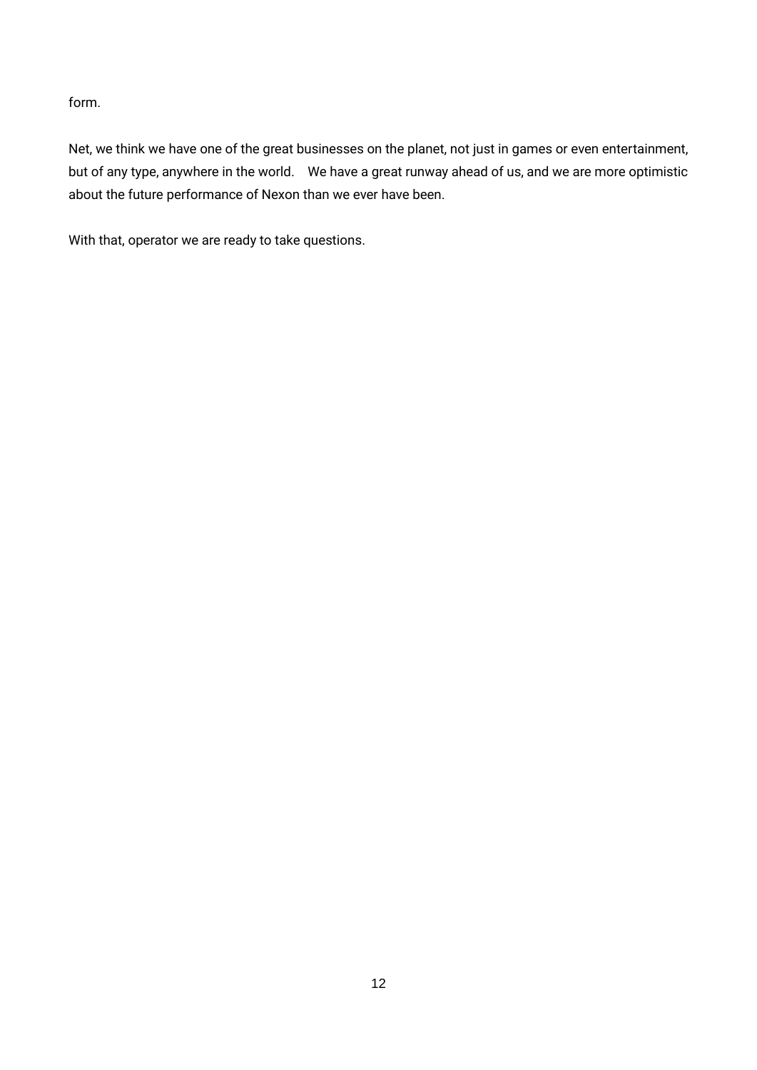form.

Net, we think we have one of the great businesses on the planet, not just in games or even entertainment, but of any type, anywhere in the world. We have a great runway ahead of us, and we are more optimistic about the future performance of Nexon than we ever have been.

With that, operator we are ready to take questions.